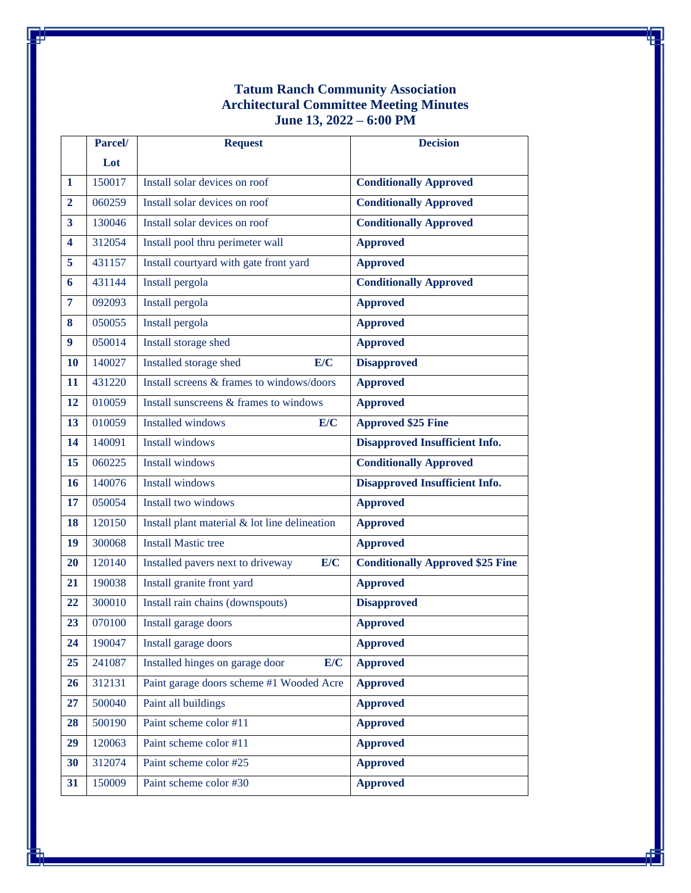# Tatum Ranch Community Association
## Architectural Committee Meeting Minutes
### June 13, 2022 – 6:00 PM

| | Parcel/ Lot | Request | Decision |
|---|---|---|---|
| **1** | 150017 | Install solar devices on roof | **Conditionally Approved** |
| **2** | 060259 | Install solar devices on roof | **Conditionally Approved** |
| **3** | 130046 | Install solar devices on roof | **Conditionally Approved** |
| **4** | 312054 | Install pool thru perimeter wall | **Approved** |
| **5** | 431157 | Install courtyard with gate front yard | **Approved** |
| **6** | 431144 | Install pergola | **Conditionally Approved** |
| **7** | 092093 | Install pergola | **Approved** |
| **8** | 050055 | Install pergola | **Approved** |
| **9** | 050014 | Install storage shed | **Approved** |
| **10** | 140027 | Installed storage shed **E/C** | **Disapproved** |
| **11** | 431220 | Install screens & frames to windows/doors | **Approved** |
| **12** | 010059 | Install sunscreens & frames to windows | **Approved** |
| **13** | 010059 | Installed windows **E/C** | **Approved $25 Fine** |
| **14** | 140091 | Install windows | **Disapproved Insufficient Info.** |
| **15** | 060225 | Install windows | **Conditionally Approved** |
| **16** | 140076 | Install windows | **Disapproved Insufficient Info.** |
| **17** | 050054 | Install two windows | **Approved** |
| **18** | 120150 | Install plant material & lot line delineation | **Approved** |
| **19** | 300068 | Install Mastic tree | **Approved** |
| **20** | 120140 | Installed pavers next to driveway **E/C** | **Conditionally Approved $25 Fine** |
| **21** | 190038 | Install granite front yard | **Approved** |
| **22** | 300010 | Install rain chains (downspouts) | **Disapproved** |
| **23** | 070100 | Install garage doors | **Approved** |
| **24** | 190047 | Install garage doors | **Approved** |
| **25** | 241087 | Installed hinges on garage door **E/C** | **Approved** |
| **26** | 312131 | Paint garage doors scheme #1 Wooded Acre | **Approved** |
| **27** | 500040 | Paint all buildings | **Approved** |
| **28** | 500190 | Paint scheme color #11 | **Approved** |
| **29** | 120063 | Paint scheme color #11 | **Approved** |
| **30** | 312074 | Paint scheme color #25 | **Approved** |
| **31** | 150009 | Paint scheme color #30 | **Approved** |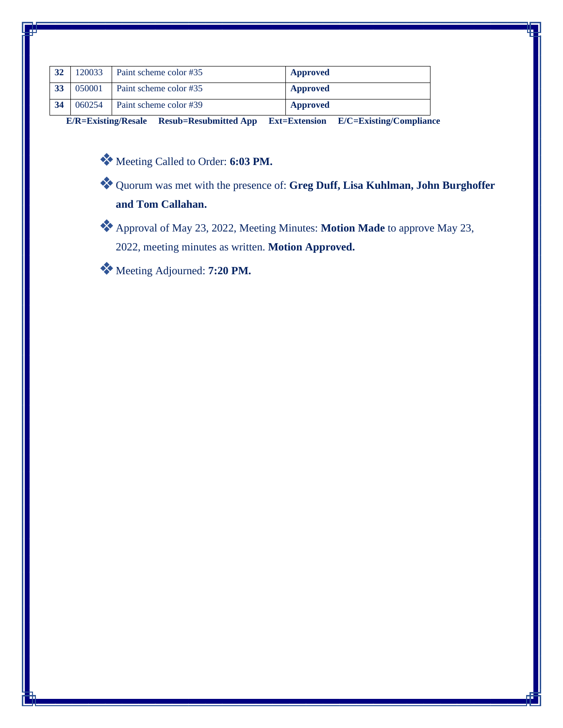| | | | |
|---|---|---|---|
| **32** | 120033 | Paint scheme color #35 | **Approved** |
| **33** | 050001 | Paint scheme color #35 | **Approved** |
| **34** | 060254 | Paint scheme color #39 | **Approved** |

**E/R=Existing/Resale Resub=Resubmitted App Ext=Extension E/C=Existing/Compliance**

- Meeting Called to Order: **6:03 PM.**
- Quorum was met with the presence of: **Greg Duff, Lisa Kuhlman, John Burghoffer and Tom Callahan.**
- Approval of May 23, 2022, Meeting Minutes: **Motion Made** to approve May 23, 2022, meeting minutes as written. **Motion Approved.**
- Meeting Adjourned: **7:20 PM.**